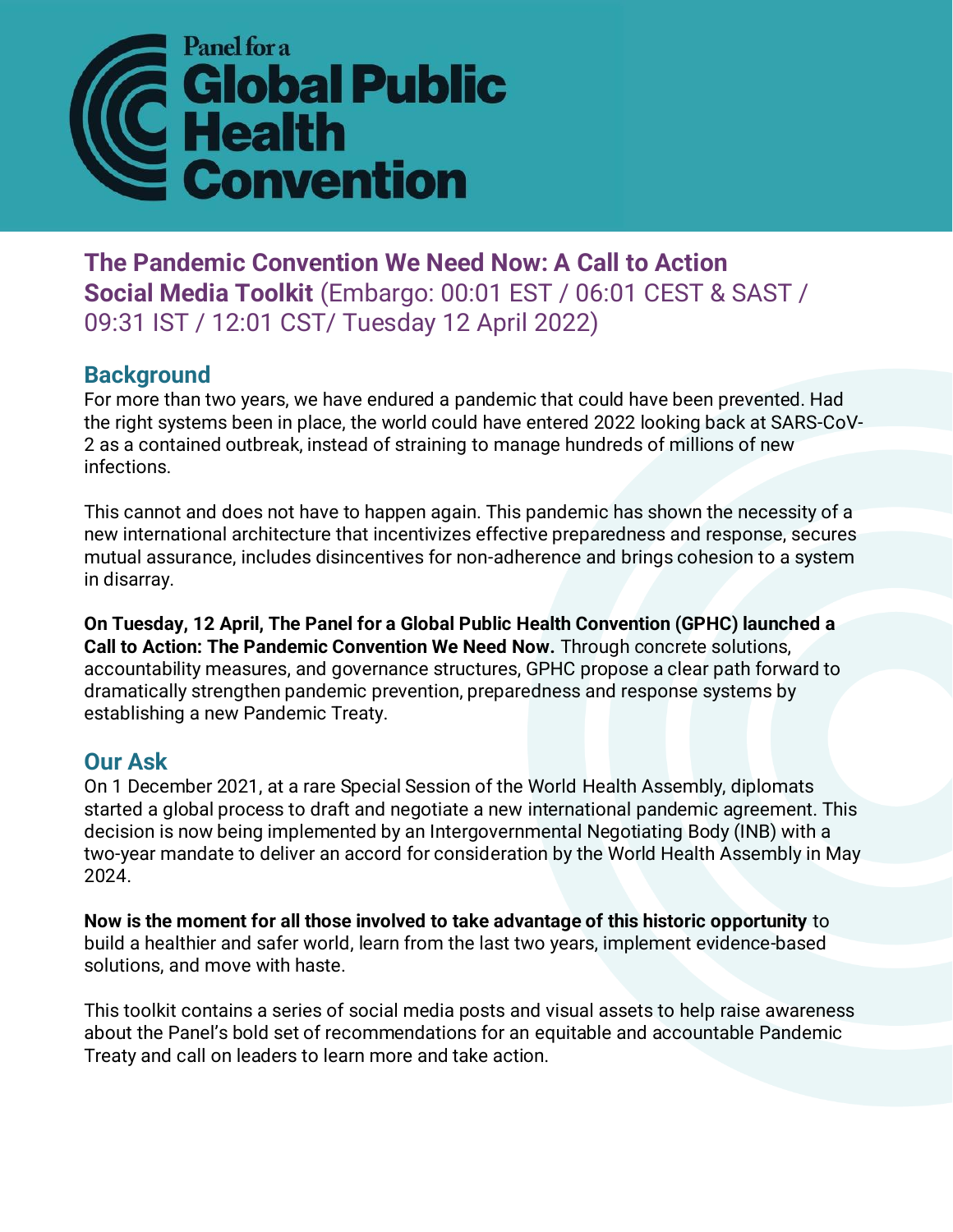Panel for a **Global Public Health Convention**

# The Pandemic Convention We Need Now: A Call to Action

**Social Media Toolkit** (Embargo: 00:01 EST / 06:01 CEST & SAST / 09:31 IST / 12:01 CST/ Tuesday 12 April 2022)

## Background

For more than two years, we have endured a pandemic that could have been prevented. Had the right systems been in place, the world could have entered 2022 looking back at SARS-CoV-2 as a contained outbreak, instead of straining to manage hundreds of millions of new infections.

This cannot and does not have to happen again. This pandemic has shown the necessity of a new international architecture that incentivizes effective preparedness and response, secures mutual assurance, includes disincentives for non-adherence and brings cohesion to a system in disarray.

**On Tuesday, 12 April, The Panel for a Global Public Health Convention (GPHC) launched a Call to Action: The Pandemic Convention We Need Now.** Through concrete solutions, accountability measures, and governance structures, GPHC propose a clear path forward to dramatically strengthen pandemic prevention, preparedness and response systems by establishing a new Pandemic Treaty.

## Our Ask

On 1 December 2021, at a rare Special Session of the World Health Assembly, diplomats started a global process to draft and negotiate a new international pandemic agreement. This decision is now being implemented by an Intergovernmental Negotiating Body (INB) with a two-year mandate to deliver an accord for consideration by the World Health Assembly in May 2024.

**Now is the moment for all those involved to take advantage of this historic opportunity** to build a healthier and safer world, learn from the last two years, implement evidence-based solutions, and move with haste.

This toolkit contains a series of social media posts and visual assets to help raise awareness about the Panel's bold set of recommendations for an equitable and accountable Pandemic Treaty and call on leaders to learn more and take action.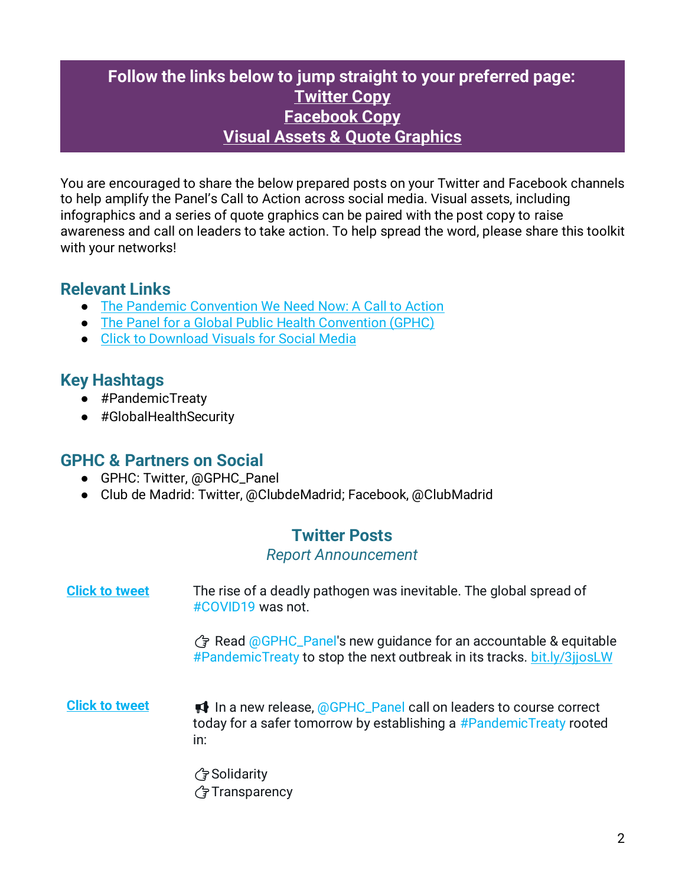**Follow the links below to jump straight to your preferred page:**
**Twitter Copy**
**Facebook Copy**
**Visual Assets & Quote Graphics**

You are encouraged to share the below prepared posts on your Twitter and Facebook channels to help amplify the Panel's Call to Action across social media. Visual assets, including infographics and a series of quote graphics can be paired with the post copy to raise awareness and call on leaders to take action. To help spread the word, please share this toolkit with your networks!

## Relevant Links

- The Pandemic Convention We Need Now: A Call to Action
- The Panel for a Global Public Health Convention (GPHC)
- Click to Download Visuals for Social Media

## Key Hashtags

- #PandemicTreaty
- #GlobalHealthSecurity

## GPHC & Partners on Social

- GPHC: Twitter, @GPHC_Panel
- Club de Madrid: Twitter, @ClubdeMadrid; Facebook, @ClubMadrid

## Twitter Posts

*Report Announcement*

| | |
|---|---|
| **Click to tweet** | The rise of a deadly pathogen was inevitable. The global spread of #COVID19 was not.<br><br>👉 Read @GPHC_Panel's new guidance for an accountable & equitable #PandemicTreaty to stop the next outbreak in its tracks. bit.ly/3jjosLW |
| **Click to tweet** | 📢 In a new release, @GPHC_Panel call on leaders to course correct today for a safer tomorrow by establishing a #PandemicTreaty rooted in:<br><br>👉Solidarity<br>👉Transparency |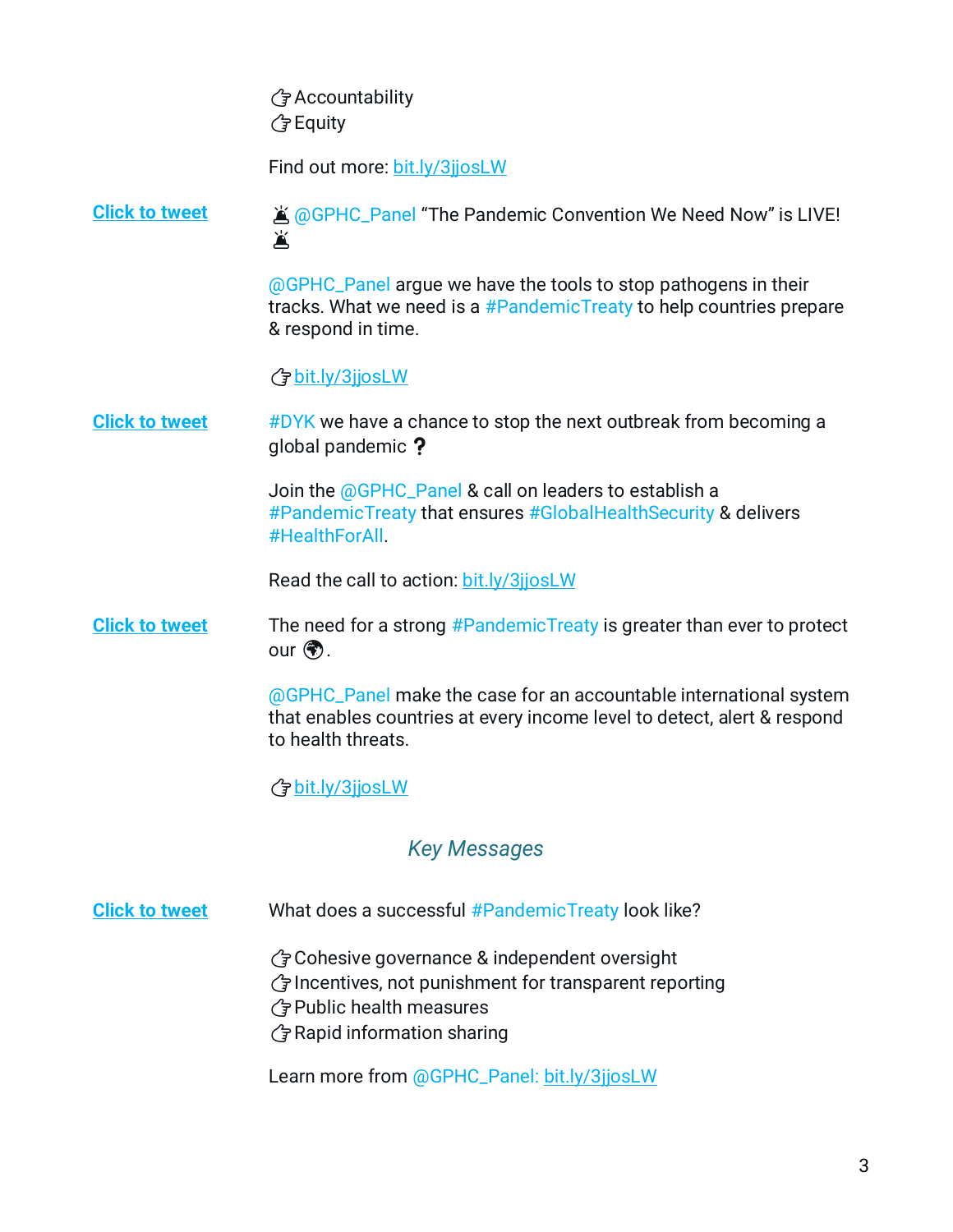👉Accountability
👉Equity

Find out more: [bit.ly/3jjosLW](bit.ly/3jjosLW)

| | |
|---|---|
| **Click to tweet** | 🚨 @GPHC_Panel "The Pandemic Convention We Need Now" is LIVE! 🚨<br><br>@GPHC_Panel argue we have the tools to stop pathogens in their tracks. What we need is a #PandemicTreaty to help countries prepare & respond in time.<br><br>👉bit.ly/3jjosLW |
| **Click to tweet** | #DYK we have a chance to stop the next outbreak from becoming a global pandemic ❓<br><br>Join the @GPHC_Panel & call on leaders to establish a #PandemicTreaty that ensures #GlobalHealthSecurity & delivers #HealthForAll.<br><br>Read the call to action: bit.ly/3jjosLW |
| **Click to tweet** | The need for a strong #PandemicTreaty is greater than ever to protect our 🌍.<br><br>@GPHC_Panel make the case for an accountable international system that enables countries at every income level to detect, alert & respond to health threats.<br><br>👉bit.ly/3jjosLW |

## *Key Messages*

| | |
|---|---|
| **Click to tweet** | What does a successful #PandemicTreaty look like?<br><br>👉Cohesive governance & independent oversight<br>👉Incentives, not punishment for transparent reporting<br>👉Public health measures<br>👉Rapid information sharing<br><br>Learn more from @GPHC_Panel: bit.ly/3jjosLW |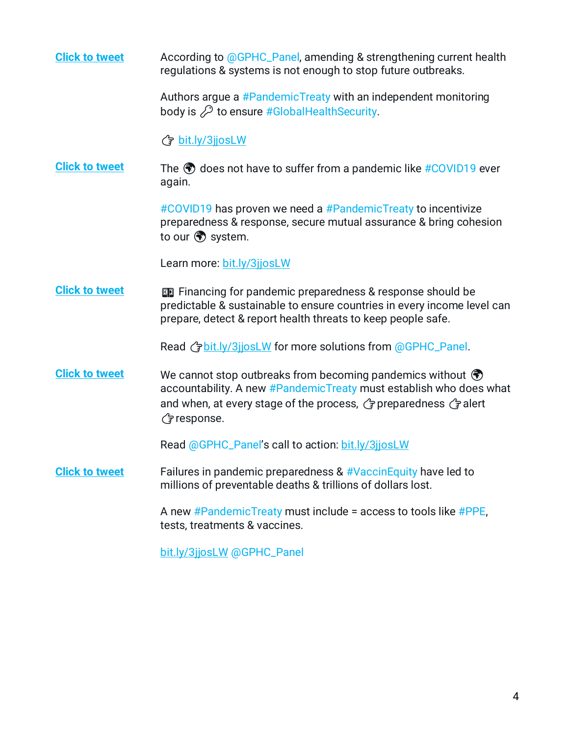| | |
|---|---|
| Click to tweet | According to @GPHC_Panel, amending & strengthening current health regulations & systems is not enough to stop future outbreaks.<br><br>Authors argue a #PandemicTreaty with an independent monitoring body is 🔑 to ensure #GlobalHealthSecurity.<br><br>👉 bit.ly/3jjosLW |
| Click to tweet | The 🌍 does not have to suffer from a pandemic like #COVID19 ever again.<br><br>#COVID19 has proven we need a #PandemicTreaty to incentivize preparedness & response, secure mutual assurance & bring cohesion to our 🌍 system.<br><br>Learn more: bit.ly/3jjosLW |
| Click to tweet | 💵 Financing for pandemic preparedness & response should be predictable & sustainable to ensure countries in every income level can prepare, detect & report health threats to keep people safe.<br><br>Read 👉bit.ly/3jjosLW for more solutions from @GPHC_Panel. |
| Click to tweet | We cannot stop outbreaks from becoming pandemics without 🌍 accountability. A new #PandemicTreaty must establish who does what and when, at every stage of the process, 👉preparedness 👉alert 👉response.<br><br>Read @GPHC_Panel's call to action: bit.ly/3jjosLW |
| Click to tweet | Failures in pandemic preparedness & #VaccinEquity have led to millions of preventable deaths & trillions of dollars lost.<br><br>A new #PandemicTreaty must include = access to tools like #PPE, tests, treatments & vaccines.<br><br>bit.ly/3jjosLW @GPHC_Panel |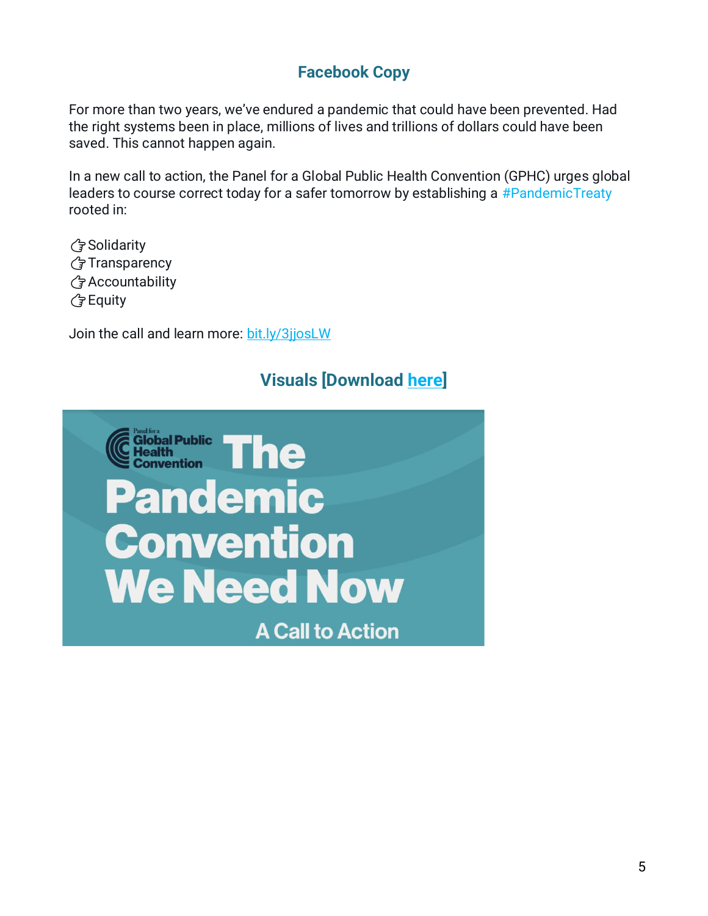## Facebook Copy

For more than two years, we've endured a pandemic that could have been prevented. Had the right systems been in place, millions of lives and trillions of dollars could have been saved. This cannot happen again.

In a new call to action, the Panel for a Global Public Health Convention (GPHC) urges global leaders to course correct today for a safer tomorrow by establishing a #PandemicTreaty rooted in:

👉Solidarity
👉Transparency
👉Accountability
👉Equity

Join the call and learn more: [bit.ly/3jjosLW](bit.ly/3jjosLW)

## Visuals [Download here]

Panel for a Global Public Health Convention

The Pandemic Convention We Need Now

A Call to Action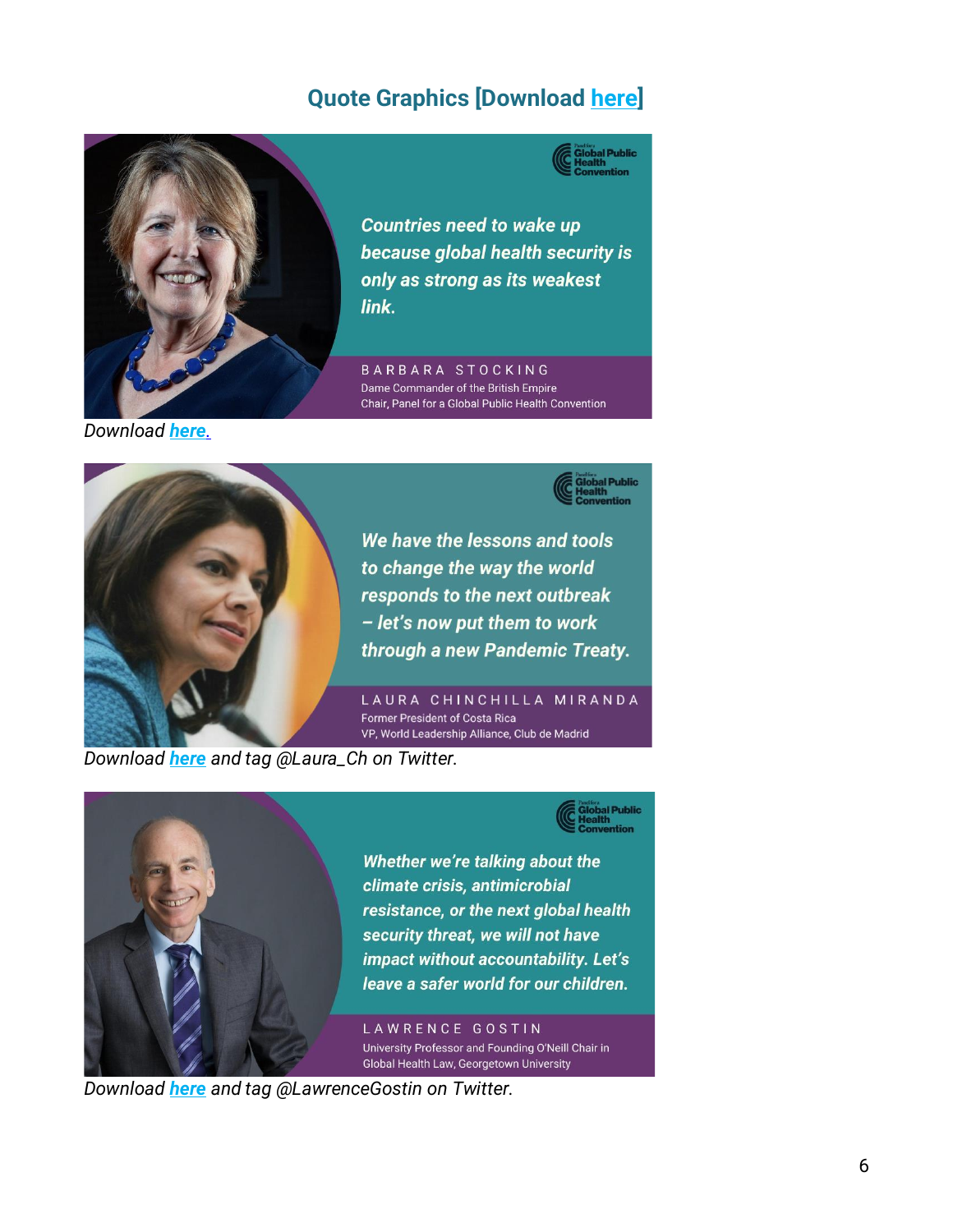## Quote Graphics [Download here]

Global Public Health Convention

*Countries need to wake up because global health security is only as strong as its weakest link.*

BARBARA STOCKING
Dame Commander of the British Empire
Chair, Panel for a Global Public Health Convention

*Download **here.***

Global Public Health Convention

*We have the lessons and tools to change the way the world responds to the next outbreak – let's now put them to work through a new Pandemic Treaty.*

LAURA CHINCHILLA MIRANDA
Former President of Costa Rica
VP, World Leadership Alliance, Club de Madrid

*Download **here** and tag @Laura_Ch on Twitter.*

Global Public Health Convention

*Whether we're talking about the climate crisis, antimicrobial resistance, or the next global health security threat, we will not have impact without accountability. Let's leave a safer world for our children.*

LAWRENCE GOSTIN
University Professor and Founding O'Neill Chair in Global Health Law, Georgetown University

*Download **here** and tag @LawrenceGostin on Twitter.*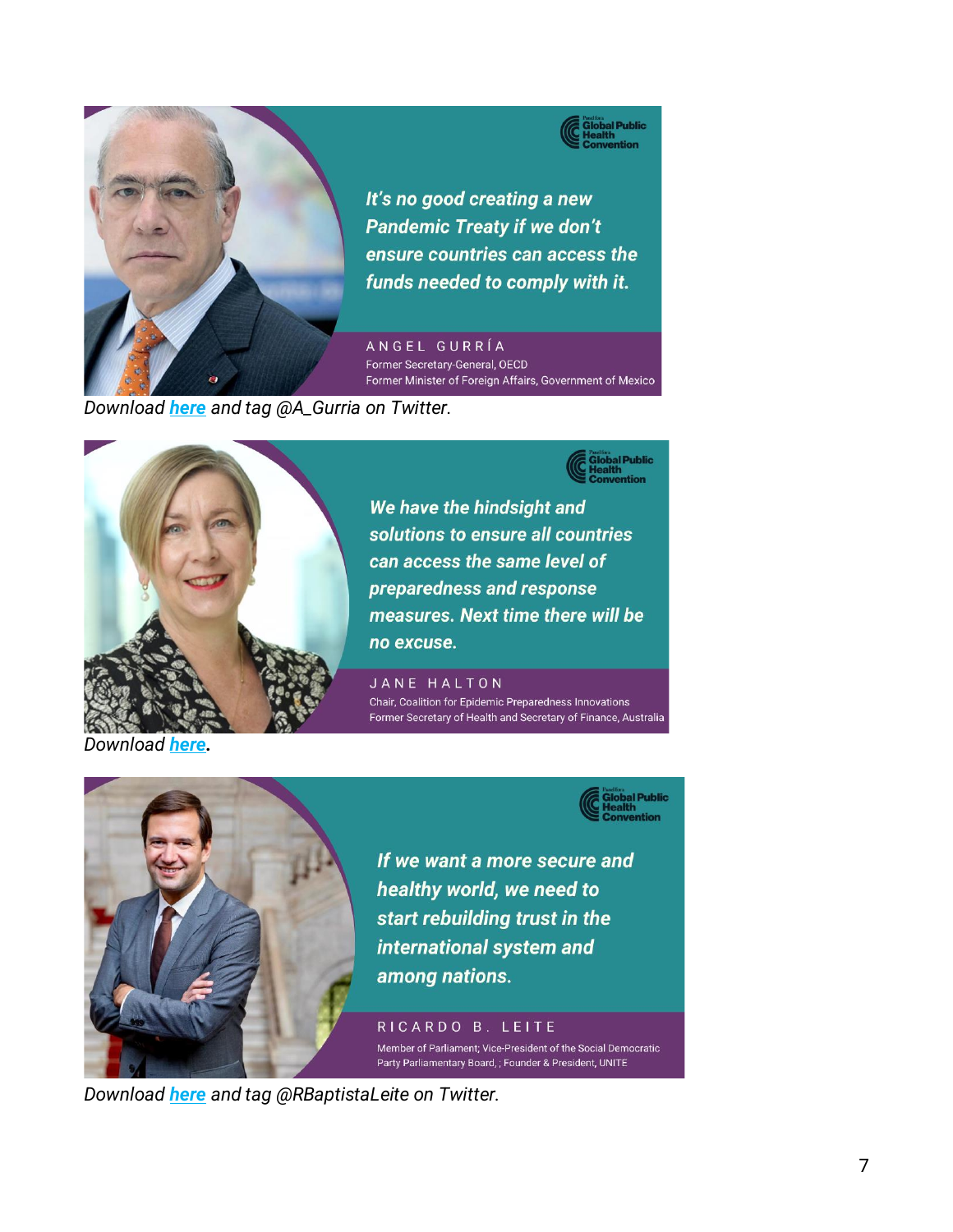It's no good creating a new Pandemic Treaty if we don't ensure countries can access the funds needed to comply with it.

ANGEL GURRÍA
Former Secretary-General, OECD
Former Minister of Foreign Affairs, Government of Mexico

*Download **here** and tag @A_Gurria on Twitter.*

We have the hindsight and solutions to ensure all countries can access the same level of preparedness and response measures. Next time there will be no excuse.

JANE HALTON
Chair, Coalition for Epidemic Preparedness Innovations
Former Secretary of Health and Secretary of Finance, Australia

*Download **here**.*

If we want a more secure and healthy world, we need to start rebuilding trust in the international system and among nations.

RICARDO B. LEITE
Member of Parliament; Vice-President of the Social Democratic Party Parliamentary Board, ; Founder & President, UNITE

*Download **here** and tag @RBaptistaLeite on Twitter.*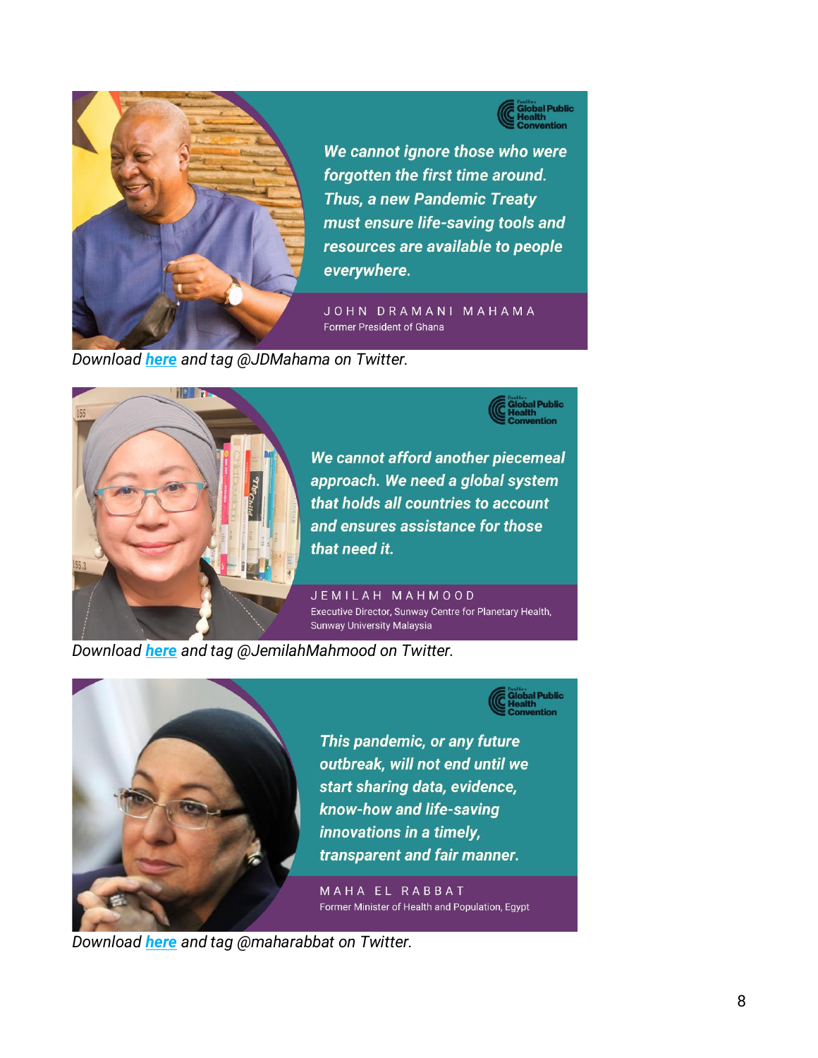Global Public Health Convention

*We cannot ignore those who were forgotten the first time around. Thus, a new Pandemic Treaty must ensure life-saving tools and resources are available to people everywhere.*

JOHN DRAMANI MAHAMA
Former President of Ghana

*Download **here** and tag @JDMahama on Twitter.*

Global Public Health Convention

*We cannot afford another piecemeal approach. We need a global system that holds all countries to account and ensures assistance for those that need it.*

JEMILAH MAHMOOD
Executive Director, Sunway Centre for Planetary Health, Sunway University Malaysia

*Download **here** and tag @JemilahMahmood on Twitter.*

Global Public Health Convention

*This pandemic, or any future outbreak, will not end until we start sharing data, evidence, know-how and life-saving innovations in a timely, transparent and fair manner.*

MAHA EL RABBAT
Former Minister of Health and Population, Egypt

*Download **here** and tag @maharabbat on Twitter.*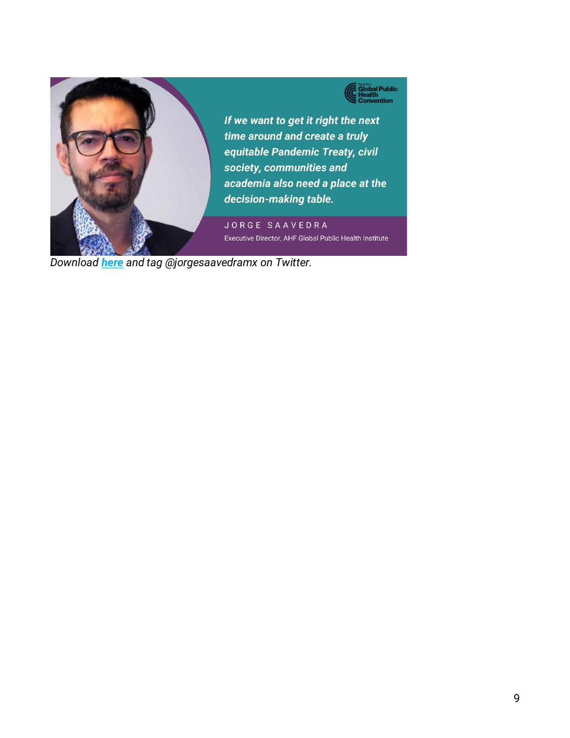Global Public Health Convention

*If we want to get it right the next time around and create a truly equitable Pandemic Treaty, civil society, communities and academia also need a place at the decision-making table.*

JORGE SAAVEDRA

Executive Director, AHF Global Public Health Institute

*Download **here** and tag @jorgesaavedramx on Twitter.*